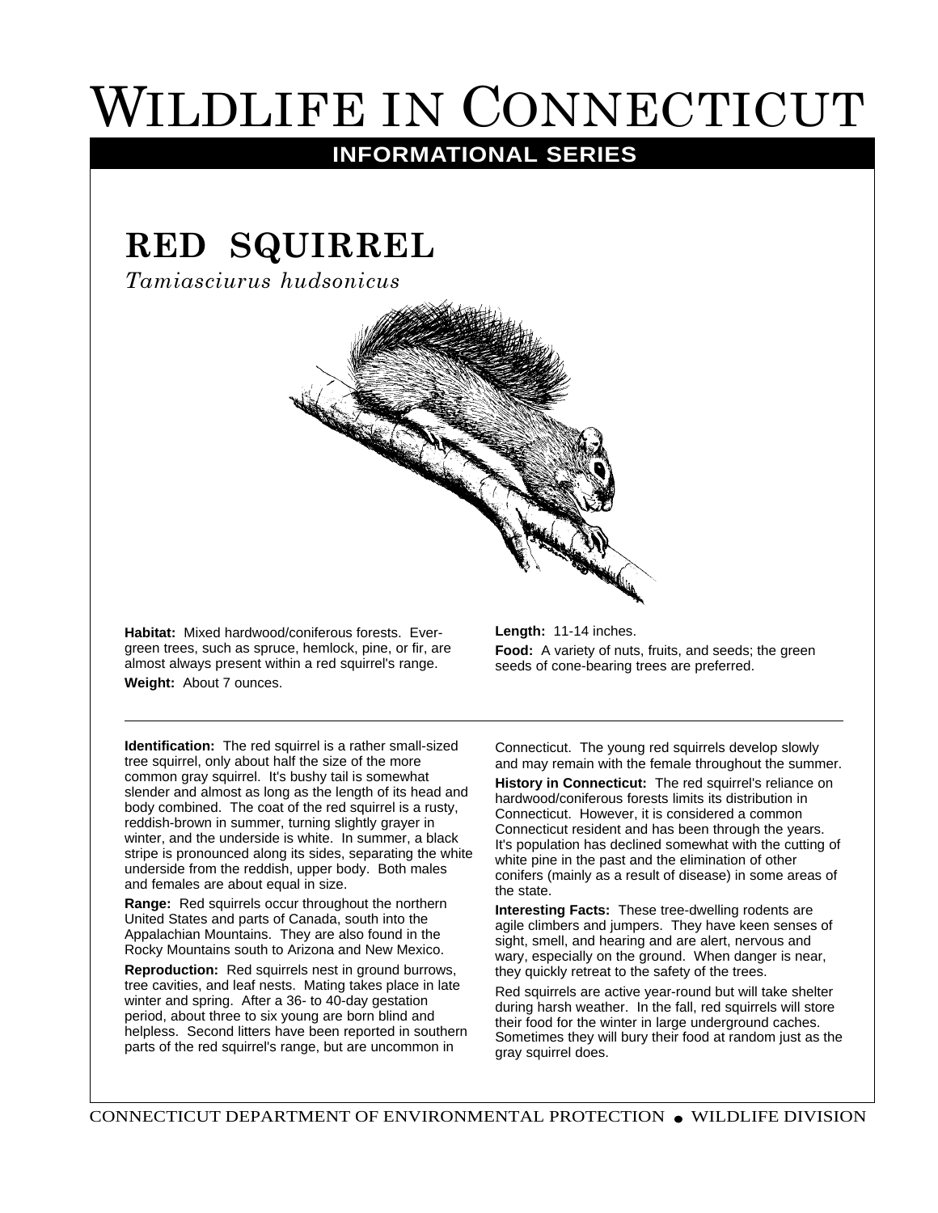# WILDLIFE IN CONNECTICUT

**INFORMATIONAL SERIES**

## RED SQUIRREL

*Tamiasciurus hudsonicus*

**Habitat:** Mixed hardwood/coniferous forests. Evergreen trees, such as spruce, hemlock, pine, or fir, are almost always present within a red squirrel's range.

**Weight:** About 7 ounces.

**Length:** 11-14 inches.

**Food:** A variety of nuts, fruits, and seeds; the green seeds of cone-bearing trees are preferred.

---

**Identification:** The red squirrel is a rather small-sized tree squirrel, only about half the size of the more common gray squirrel. It's bushy tail is somewhat slender and almost as long as the length of its head and body combined. The coat of the red squirrel is a rusty, reddish-brown in summer, turning slightly grayer in winter, and the underside is white. In summer, a black stripe is pronounced along its sides, separating the white underside from the reddish, upper body. Both males and females are about equal in size.

**Range:** Red squirrels occur throughout the northern United States and parts of Canada, south into the Appalachian Mountains. They are also found in the Rocky Mountains south to Arizona and New Mexico.

**Reproduction:** Red squirrels nest in ground burrows, tree cavities, and leaf nests. Mating takes place in late winter and spring. After a 36- to 40-day gestation period, about three to six young are born blind and helpless. Second litters have been reported in southern parts of the red squirrel's range, but are uncommon in Connecticut. The young red squirrels develop slowly and may remain with the female throughout the summer.

**History in Connecticut:** The red squirrel's reliance on hardwood/coniferous forests limits its distribution in Connecticut. However, it is considered a common Connecticut resident and has been through the years. It's population has declined somewhat with the cutting of white pine in the past and the elimination of other conifers (mainly as a result of disease) in some areas of the state.

**Interesting Facts:** These tree-dwelling rodents are agile climbers and jumpers. They have keen senses of sight, smell, and hearing and are alert, nervous and wary, especially on the ground. When danger is near, they quickly retreat to the safety of the trees.

Red squirrels are active year-round but will take shelter during harsh weather. In the fall, red squirrels will store their food for the winter in large underground caches. Sometimes they will bury their food at random just as the gray squirrel does.

CONNECTICUT DEPARTMENT OF ENVIRONMENTAL PROTECTION • WILDLIFE DIVISION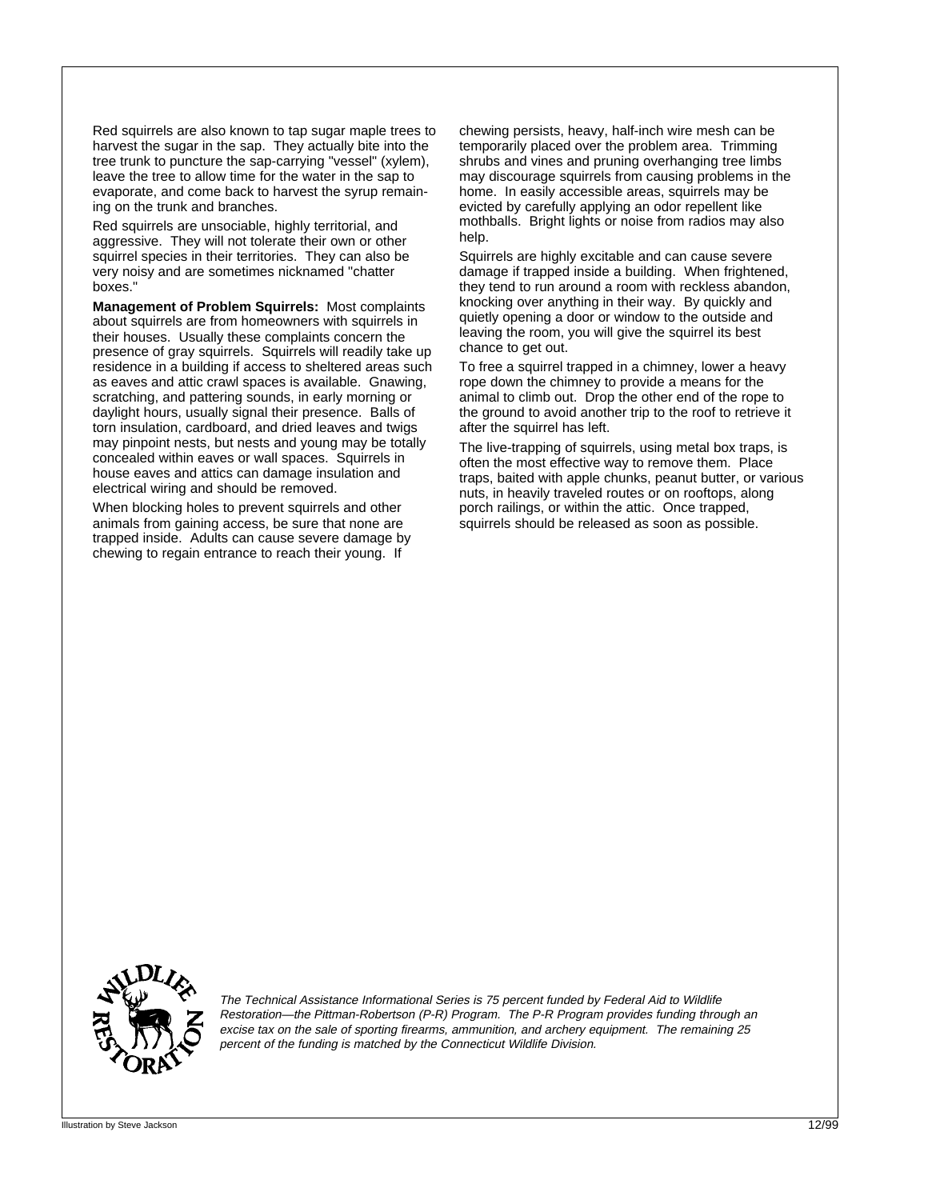Red squirrels are also known to tap sugar maple trees to harvest the sugar in the sap. They actually bite into the tree trunk to puncture the sap-carrying "vessel" (xylem), leave the tree to allow time for the water in the sap to evaporate, and come back to harvest the syrup remaining on the trunk and branches.

Red squirrels are unsociable, highly territorial, and aggressive. They will not tolerate their own or other squirrel species in their territories. They can also be very noisy and are sometimes nicknamed "chatter boxes."

**Management of Problem Squirrels:** Most complaints about squirrels are from homeowners with squirrels in their houses. Usually these complaints concern the presence of gray squirrels. Squirrels will readily take up residence in a building if access to sheltered areas such as eaves and attic crawl spaces is available. Gnawing, scratching, and pattering sounds, in early morning or daylight hours, usually signal their presence. Balls of torn insulation, cardboard, and dried leaves and twigs may pinpoint nests, but nests and young may be totally concealed within eaves or wall spaces. Squirrels in house eaves and attics can damage insulation and electrical wiring and should be removed.

When blocking holes to prevent squirrels and other animals from gaining access, be sure that none are trapped inside. Adults can cause severe damage by chewing to regain entrance to reach their young. If chewing persists, heavy, half-inch wire mesh can be temporarily placed over the problem area. Trimming shrubs and vines and pruning overhanging tree limbs may discourage squirrels from causing problems in the home. In easily accessible areas, squirrels may be evicted by carefully applying an odor repellent like mothballs. Bright lights or noise from radios may also help.

Squirrels are highly excitable and can cause severe damage if trapped inside a building. When frightened, they tend to run around a room with reckless abandon, knocking over anything in their way. By quickly and quietly opening a door or window to the outside and leaving the room, you will give the squirrel its best chance to get out.

To free a squirrel trapped in a chimney, lower a heavy rope down the chimney to provide a means for the animal to climb out. Drop the other end of the rope to the ground to avoid another trip to the roof to retrieve it after the squirrel has left.

The live-trapping of squirrels, using metal box traps, is often the most effective way to remove them. Place traps, baited with apple chunks, peanut butter, or various nuts, in heavily traveled routes or on rooftops, along porch railings, or within the attic. Once trapped, squirrels should be released as soon as possible.

*The Technical Assistance Informational Series is 75 percent funded by Federal Aid to Wildlife Restoration—the Pittman-Robertson (P-R) Program. The P-R Program provides funding through an excise tax on the sale of sporting firearms, ammunition, and archery equipment. The remaining 25 percent of the funding is matched by the Connecticut Wildlife Division.*

Illustration by Steve Jackson

12/99